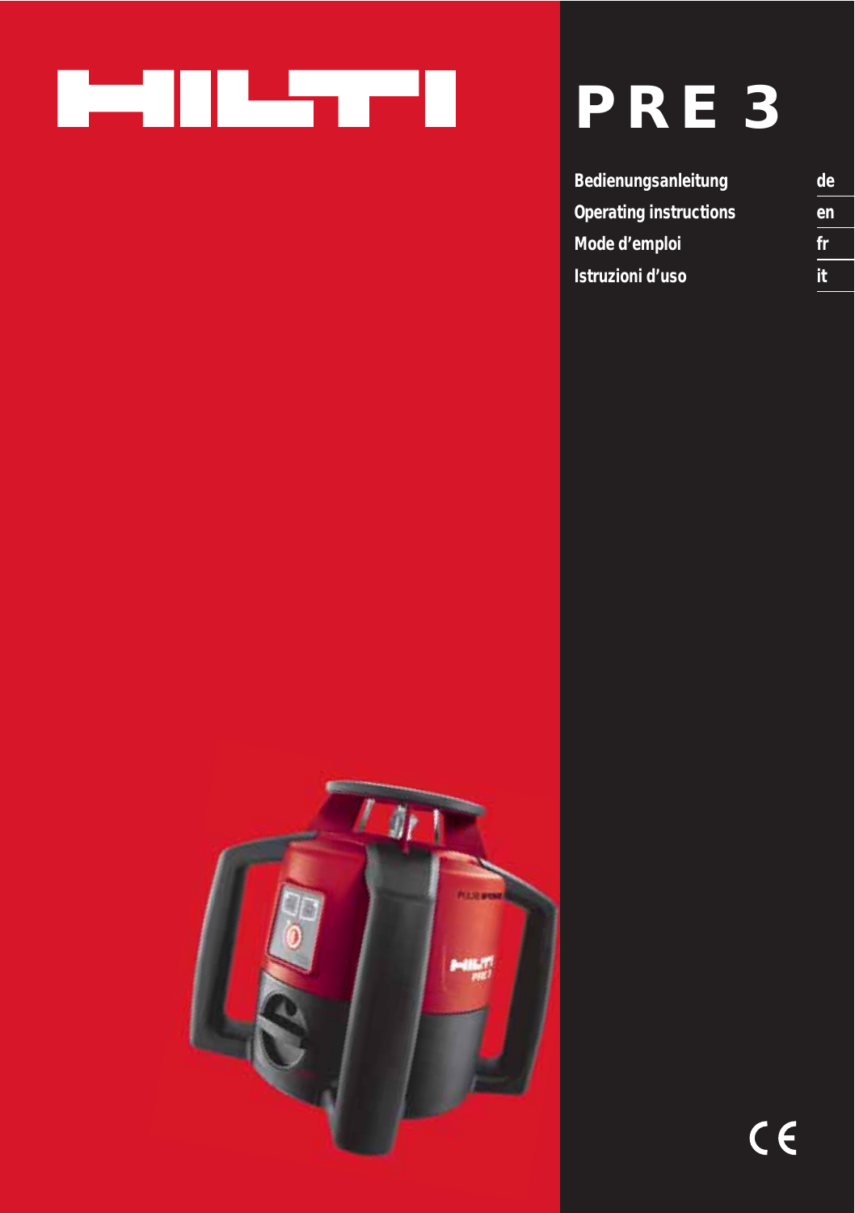HILTI

# PRE 3

| | |
|---|---|
| Bedienungsanleitung | de |
| Operating instructions | en |
| Mode d'emploi | fr |
| Istruzioni d'uso | it |

CE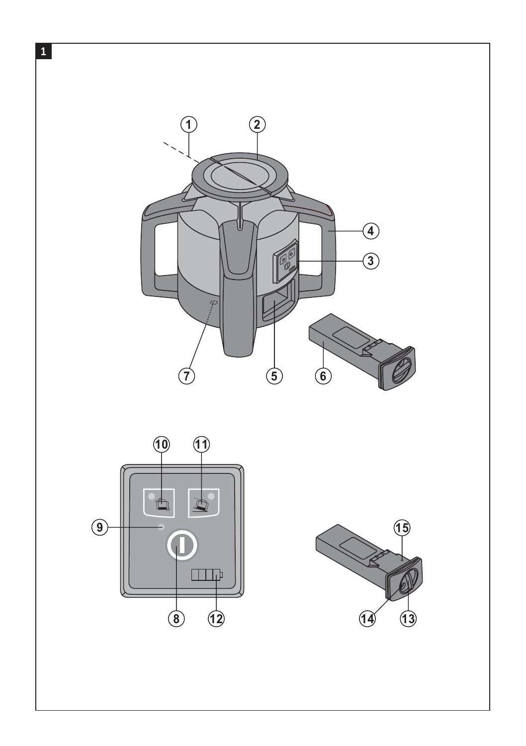1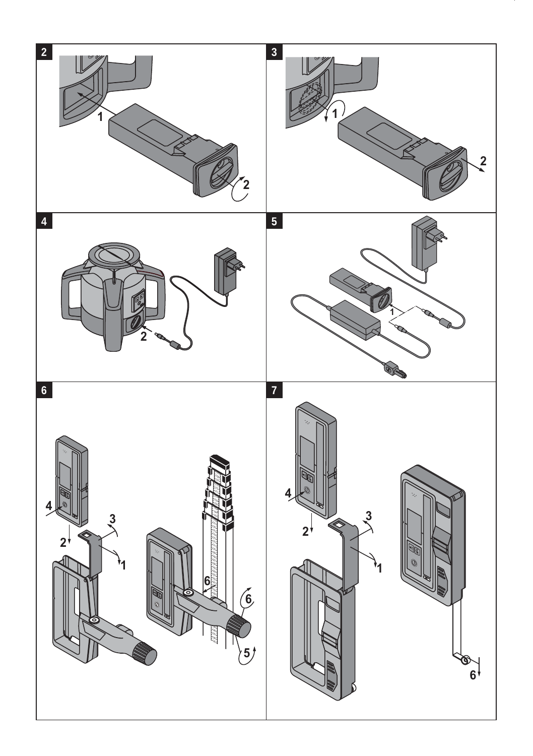2

1

2

3

1

2

4

2

5

1

6

4

2

3

1

6

6

5

7

4

2

3

1

6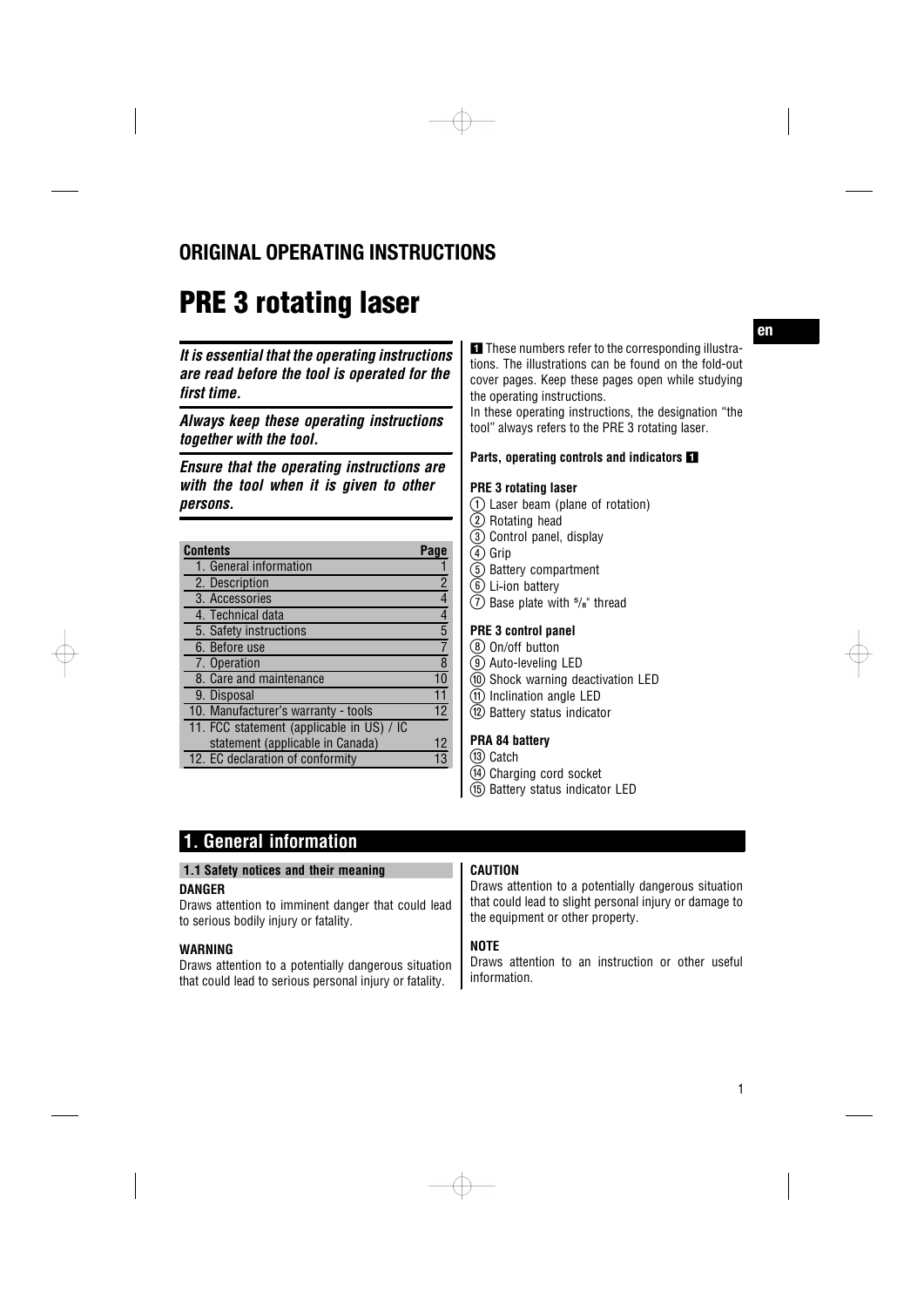## ORIGINAL OPERATING INSTRUCTIONS

# PRE 3 rotating laser

***It is essential that the operating instructions are read before the tool is operated for the first time.***

***Always keep these operating instructions together with the tool.***

***Ensure that the operating instructions are with the tool when it is given to other persons.***

| Contents | Page |
|---|---|
| 1. General information | 1 |
| 2. Description | 2 |
| 3. Accessories | 4 |
| 4. Technical data | 4 |
| 5. Safety instructions | 5 |
| 6. Before use | 7 |
| 7. Operation | 8 |
| 8. Care and maintenance | 10 |
| 9. Disposal | 11 |
| 10. Manufacturer's warranty - tools | 12 |
| 11. FCC statement (applicable in US) / IC statement (applicable in Canada) | 12 |
| 12. EC declaration of conformity | 13 |

**1** These numbers refer to the corresponding illustrations. The illustrations can be found on the fold-out cover pages. Keep these pages open while studying the operating instructions.

In these operating instructions, the designation "the tool" always refers to the PRE 3 rotating laser.

**Parts, operating controls and indicators 1**

**PRE 3 rotating laser**

1. Laser beam (plane of rotation)
2. Rotating head
3. Control panel, display
4. Grip
5. Battery compartment
6. Li-ion battery
7. Base plate with 5/8" thread

**PRE 3 control panel**

8. On/off button
9. Auto-leveling LED
10. Shock warning deactivation LED
11. Inclination angle LED
12. Battery status indicator

**PRA 84 battery**

13. Catch
14. Charging cord socket
15. Battery status indicator LED

## 1. General information

### 1.1 Safety notices and their meaning

**DANGER**

Draws attention to imminent danger that could lead to serious bodily injury or fatality.

**WARNING**

Draws attention to a potentially dangerous situation that could lead to serious personal injury or fatality.

**CAUTION**

Draws attention to a potentially dangerous situation that could lead to slight personal injury or damage to the equipment or other property.

**NOTE**

Draws attention to an instruction or other useful information.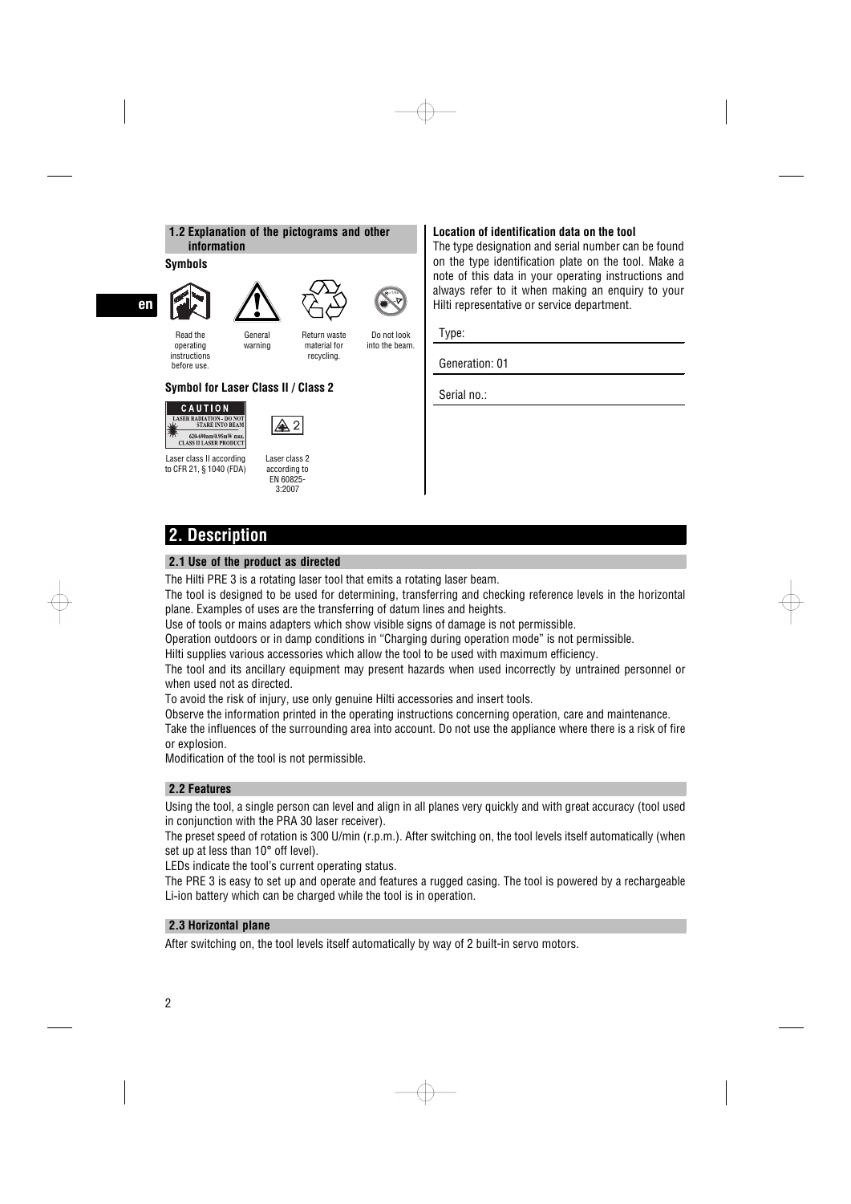### 1.2 Explanation of the pictograms and other information

**Symbols**

Read the operating instructions before use.

General warning

Return waste material for recycling.

Do not look into the beam.

**Symbol for Laser Class II / Class 2**

CAUTION
LASER RADIATION - DO NOT STARE INTO BEAM
620-690nm/0.95mW max.
CLASS II LASER PRODUCT

Laser class II according to CFR 21, § 1040 (FDA)

2

Laser class 2 according to EN 60825-3:2007

**Location of identification data on the tool**

The type designation and serial number can be found on the type identification plate on the tool. Make a note of this data in your operating instructions and always refer to it when making an enquiry to your Hilti representative or service department.

Type:

Generation: 01

Serial no.:

# 2. Description

### 2.1 Use of the product as directed

The Hilti PRE 3 is a rotating laser tool that emits a rotating laser beam.

The tool is designed to be used for determining, transferring and checking reference levels in the horizontal plane. Examples of uses are the transferring of datum lines and heights.

Use of tools or mains adapters which show visible signs of damage is not permissible.

Operation outdoors or in damp conditions in "Charging during operation mode" is not permissible.

Hilti supplies various accessories which allow the tool to be used with maximum efficiency.

The tool and its ancillary equipment may present hazards when used incorrectly by untrained personnel or when used not as directed.

To avoid the risk of injury, use only genuine Hilti accessories and insert tools.

Observe the information printed in the operating instructions concerning operation, care and maintenance.

Take the influences of the surrounding area into account. Do not use the appliance where there is a risk of fire or explosion.

Modification of the tool is not permissible.

### 2.2 Features

Using the tool, a single person can level and align in all planes very quickly and with great accuracy (tool used in conjunction with the PRA 30 laser receiver).

The preset speed of rotation is 300 U/min (r.p.m.). After switching on, the tool levels itself automatically (when set up at less than 10° off level).

LEDs indicate the tool's current operating status.

The PRE 3 is easy to set up and operate and features a rugged casing. The tool is powered by a rechargeable Li-ion battery which can be charged while the tool is in operation.

### 2.3 Horizontal plane

After switching on, the tool levels itself automatically by way of 2 built-in servo motors.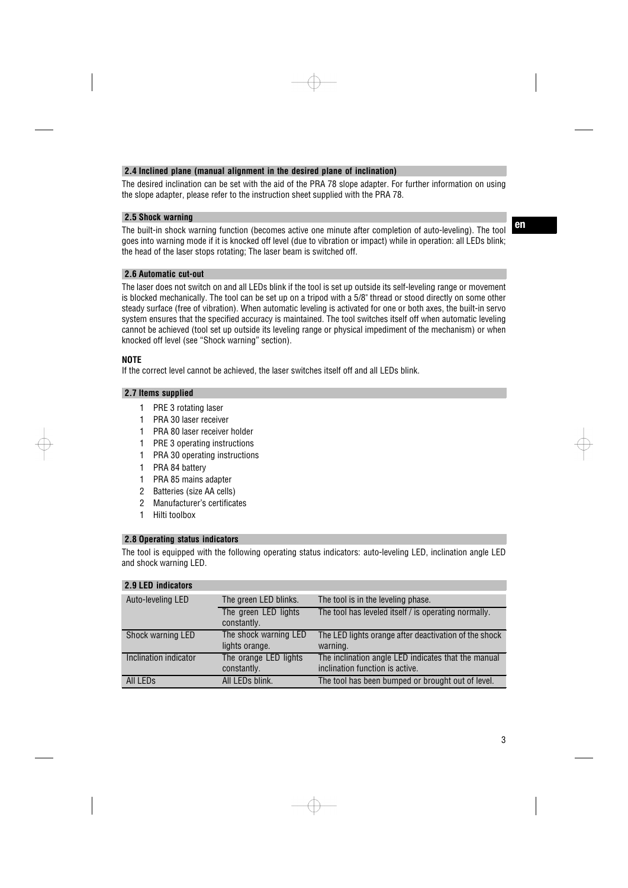### 2.4 Inclined plane (manual alignment in the desired plane of inclination)

The desired inclination can be set with the aid of the PRA 78 slope adapter. For further information on using the slope adapter, please refer to the instruction sheet supplied with the PRA 78.

### 2.5 Shock warning

The built-in shock warning function (becomes active one minute after completion of auto-leveling). The tool goes into warning mode if it is knocked off level (due to vibration or impact) while in operation: all LEDs blink; the head of the laser stops rotating; The laser beam is switched off.

### 2.6 Automatic cut-out

The laser does not switch on and all LEDs blink if the tool is set up outside its self-leveling range or movement is blocked mechanically. The tool can be set up on a tripod with a 5/8" thread or stood directly on some other steady surface (free of vibration). When automatic leveling is activated for one or both axes, the built-in servo system ensures that the specified accuracy is maintained. The tool switches itself off when automatic leveling cannot be achieved (tool set up outside its leveling range or physical impediment of the mechanism) or when knocked off level (see "Shock warning" section).

**NOTE**
If the correct level cannot be achieved, the laser switches itself off and all LEDs blink.

### 2.7 Items supplied

- 1 PRE 3 rotating laser
- 1 PRA 30 laser receiver
- 1 PRA 80 laser receiver holder
- 1 PRE 3 operating instructions
- 1 PRA 30 operating instructions
- 1 PRA 84 battery
- 1 PRA 85 mains adapter
- 2 Batteries (size AA cells)
- 2 Manufacturer's certificates
- 1 Hilti toolbox

### 2.8 Operating status indicators

The tool is equipped with the following operating status indicators: auto-leveling LED, inclination angle LED and shock warning LED.

### 2.9 LED indicators

| | | |
|---|---|---|
| Auto-leveling LED | The green LED blinks. | The tool is in the leveling phase. |
| | The green LED lights constantly. | The tool has leveled itself / is operating normally. |
| Shock warning LED | The shock warning LED lights orange. | The LED lights orange after deactivation of the shock warning. |
| Inclination indicator | The orange LED lights constantly. | The inclination angle LED indicates that the manual inclination function is active. |
| All LEDs | All LEDs blink. | The tool has been bumped or brought out of level. |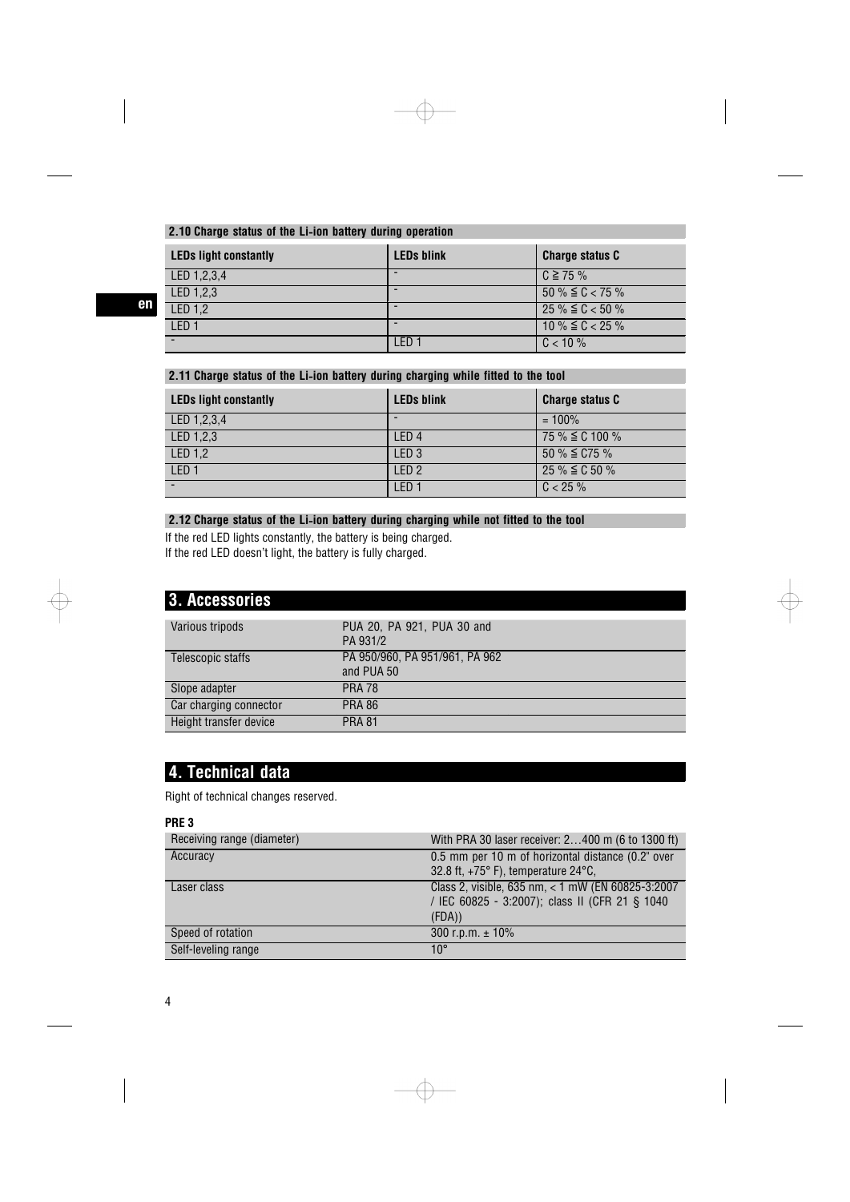### 2.10 Charge status of the Li-ion battery during operation

| LEDs light constantly | LEDs blink | Charge status C |
|---|---|---|
| LED 1,2,3,4 | - | C ≧ 75 % |
| LED 1,2,3 | - | 50 % ≦ C < 75 % |
| LED 1,2 | - | 25 % ≦ C < 50 % |
| LED 1 | - | 10 % ≦ C < 25 % |
| - | LED 1 | C < 10 % |

### 2.11 Charge status of the Li-ion battery during charging while fitted to the tool

| LEDs light constantly | LEDs blink | Charge status C |
|---|---|---|
| LED 1,2,3,4 | - | = 100% |
| LED 1,2,3 | LED 4 | 75 % ≦ C 100 % |
| LED 1,2 | LED 3 | 50 % ≦ C75 % |
| LED 1 | LED 2 | 25 % ≦ C 50 % |
| - | LED 1 | C < 25 % |

### 2.12 Charge status of the Li-ion battery during charging while not fitted to the tool

If the red LED lights constantly, the battery is being charged.
If the red LED doesn't light, the battery is fully charged.

# 3. Accessories

| | |
|---|---|
| Various tripods | PUA 20, PA 921, PUA 30 and PA 931/2 |
| Telescopic staffs | PA 950/960, PA 951/961, PA 962 and PUA 50 |
| Slope adapter | PRA 78 |
| Car charging connector | PRA 86 |
| Height transfer device | PRA 81 |

# 4. Technical data

Right of technical changes reserved.

**PRE 3**

| | |
|---|---|
| Receiving range (diameter) | With PRA 30 laser receiver: 2…400 m (6 to 1300 ft) |
| Accuracy | 0.5 mm per 10 m of horizontal distance (0.2" over 32.8 ft, +75° F), temperature 24°C, |
| Laser class | Class 2, visible, 635 nm, < 1 mW (EN 60825-3:2007 / IEC 60825 - 3:2007); class II (CFR 21 § 1040 (FDA)) |
| Speed of rotation | 300 r.p.m. ± 10% |
| Self-leveling range | 10° |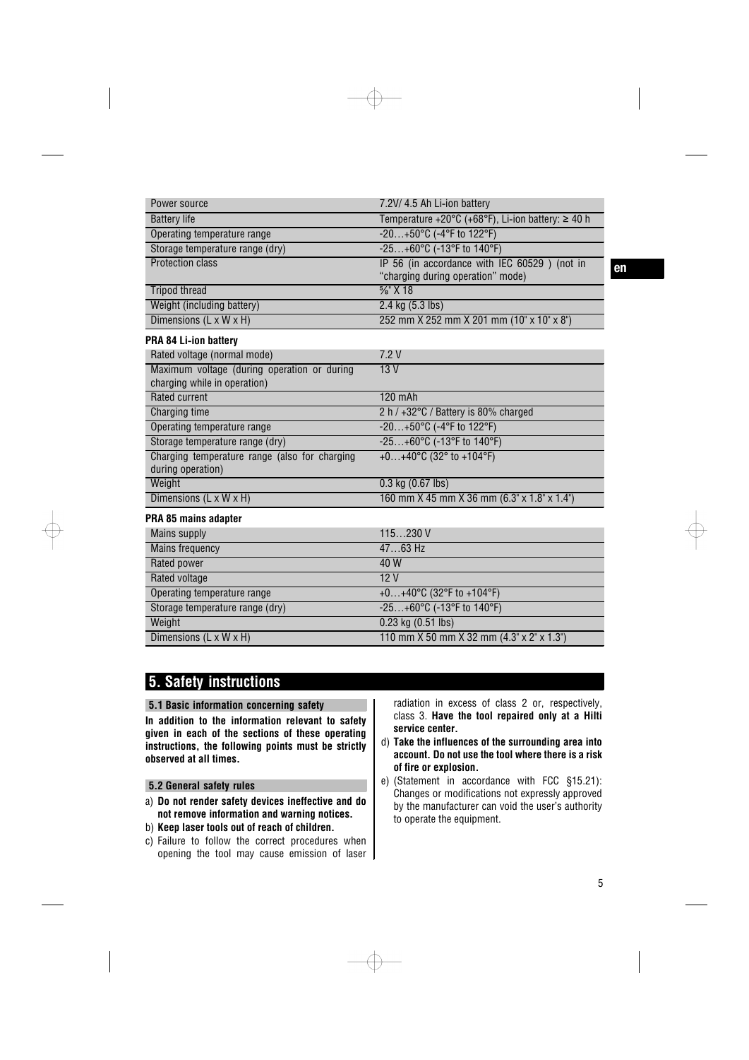| | |
|---|---|
| Power source | 7.2V/ 4.5 Ah Li-ion battery |
| Battery life | Temperature +20°C (+68°F), Li-ion battery: ≥ 40 h |
| Operating temperature range | -20…+50°C (-4°F to 122°F) |
| Storage temperature range (dry) | -25…+60°C (-13°F to 140°F) |
| Protection class | IP 56 (in accordance with IEC 60529 ) (not in "charging during operation" mode) |
| Tripod thread | ⅝" X 18 |
| Weight (including battery) | 2.4 kg (5.3 lbs) |
| Dimensions (L x W x H) | 252 mm X 252 mm X 201 mm (10" x 10" x 8") |

**PRA 84 Li-ion battery**

| | |
|---|---|
| Rated voltage (normal mode) | 7.2 V |
| Maximum voltage (during operation or during charging while in operation) | 13 V |
| Rated current | 120 mAh |
| Charging time | 2 h / +32°C / Battery is 80% charged |
| Operating temperature range | -20…+50°C (-4°F to 122°F) |
| Storage temperature range (dry) | -25…+60°C (-13°F to 140°F) |
| Charging temperature range (also for charging during operation) | +0…+40°C (32° to +104°F) |
| Weight | 0.3 kg (0.67 lbs) |
| Dimensions (L x W x H) | 160 mm X 45 mm X 36 mm (6.3" x 1.8" x 1.4") |

**PRA 85 mains adapter**

| | |
|---|---|
| Mains supply | 115…230 V |
| Mains frequency | 47…63 Hz |
| Rated power | 40 W |
| Rated voltage | 12 V |
| Operating temperature range | +0…+40°C (32°F to +104°F) |
| Storage temperature range (dry) | -25…+60°C (-13°F to 140°F) |
| Weight | 0.23 kg (0.51 lbs) |
| Dimensions (L x W x H) | 110 mm X 50 mm X 32 mm (4.3" x 2" x 1.3") |

## 5. Safety instructions

### 5.1 Basic information concerning safety

**In addition to the information relevant to safety given in each of the sections of these operating instructions, the following points must be strictly observed at all times.**

### 5.2 General safety rules

a) **Do not render safety devices ineffective and do not remove information and warning notices.**
b) **Keep laser tools out of reach of children.**
c) Failure to follow the correct procedures when opening the tool may cause emission of laser radiation in excess of class 2 or, respectively, class 3. **Have the tool repaired only at a Hilti service center.**
d) **Take the influences of the surrounding area into account. Do not use the tool where there is a risk of fire or explosion.**
e) (Statement in accordance with FCC §15.21): Changes or modifications not expressly approved by the manufacturer can void the user's authority to operate the equipment.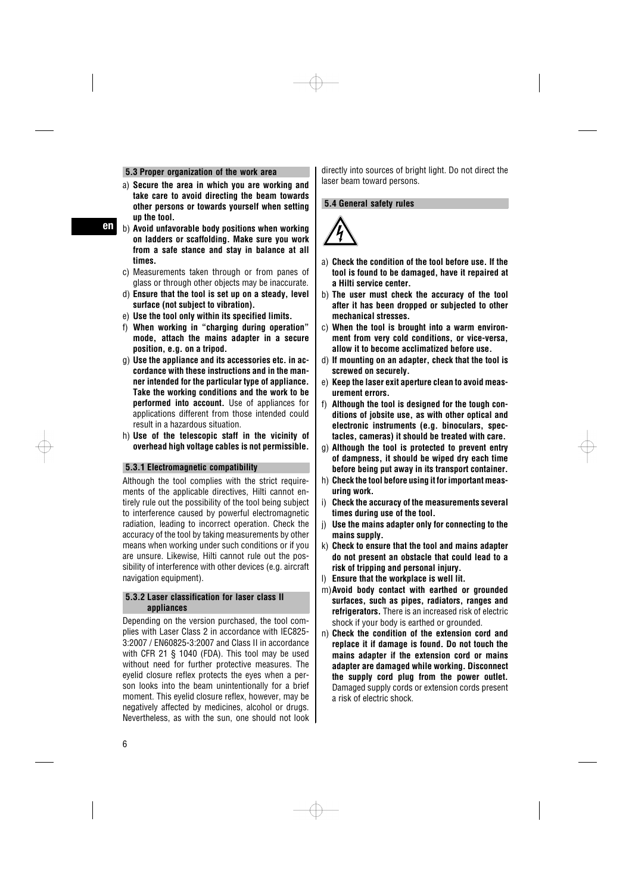## 5.3 Proper organization of the work area

a) **Secure the area in which you are working and take care to avoid directing the beam towards other persons or towards yourself when setting up the tool.**

b) **Avoid unfavorable body positions when working on ladders or scaffolding. Make sure you work from a safe stance and stay in balance at all times.**

c) Measurements taken through or from panes of glass or through other objects may be inaccurate.

d) **Ensure that the tool is set up on a steady, level surface (not subject to vibration).**

e) **Use the tool only within its specified limits.**

f) **When working in "charging during operation" mode, attach the mains adapter in a secure position, e.g. on a tripod.**

g) **Use the appliance and its accessories etc. in accordance with these instructions and in the manner intended for the particular type of appliance. Take the working conditions and the work to be performed into account.** Use of appliances for applications different from those intended could result in a hazardous situation.

h) **Use of the telescopic staff in the vicinity of overhead high voltage cables is not permissible.**

### 5.3.1 Electromagnetic compatibility

Although the tool complies with the strict requirements of the applicable directives, Hilti cannot entirely rule out the possibility of the tool being subject to interference caused by powerful electromagnetic radiation, leading to incorrect operation. Check the accuracy of the tool by taking measurements by other means when working under such conditions or if you are unsure. Likewise, Hilti cannot rule out the possibility of interference with other devices (e.g. aircraft navigation equipment).

### 5.3.2 Laser classification for laser class II appliances

Depending on the version purchased, the tool complies with Laser Class 2 in accordance with IEC825-3:2007 / EN60825-3:2007 and Class II in accordance with CFR 21 § 1040 (FDA). This tool may be used without need for further protective measures. The eyelid closure reflex protects the eyes when a person looks into the beam unintentionally for a brief moment. This eyelid closure reflex, however, may be negatively affected by medicines, alcohol or drugs. Nevertheless, as with the sun, one should not look directly into sources of bright light. Do not direct the laser beam toward persons.

## 5.4 General safety rules

a) **Check the condition of the tool before use. If the tool is found to be damaged, have it repaired at a Hilti service center.**

b) **The user must check the accuracy of the tool after it has been dropped or subjected to other mechanical stresses.**

c) **When the tool is brought into a warm environment from very cold conditions, or vice-versa, allow it to become acclimatized before use.**

d) **If mounting on an adapter, check that the tool is screwed on securely.**

e) **Keep the laser exit aperture clean to avoid measurement errors.**

f) **Although the tool is designed for the tough conditions of jobsite use, as with other optical and electronic instruments (e.g. binoculars, spectacles, cameras) it should be treated with care.**

g) **Although the tool is protected to prevent entry of dampness, it should be wiped dry each time before being put away in its transport container.**

h) **Check the tool before using it for important measuring work.**

i) **Check the accuracy of the measurements several times during use of the tool.**

j) **Use the mains adapter only for connecting to the mains supply.**

k) **Check to ensure that the tool and mains adapter do not present an obstacle that could lead to a risk of tripping and personal injury.**

l) **Ensure that the workplace is well lit.**

m) **Avoid body contact with earthed or grounded surfaces, such as pipes, radiators, ranges and refrigerators.** There is an increased risk of electric shock if your body is earthed or grounded.

n) **Check the condition of the extension cord and replace it if damage is found. Do not touch the mains adapter if the extension cord or mains adapter are damaged while working. Disconnect the supply cord plug from the power outlet.** Damaged supply cords or extension cords present a risk of electric shock.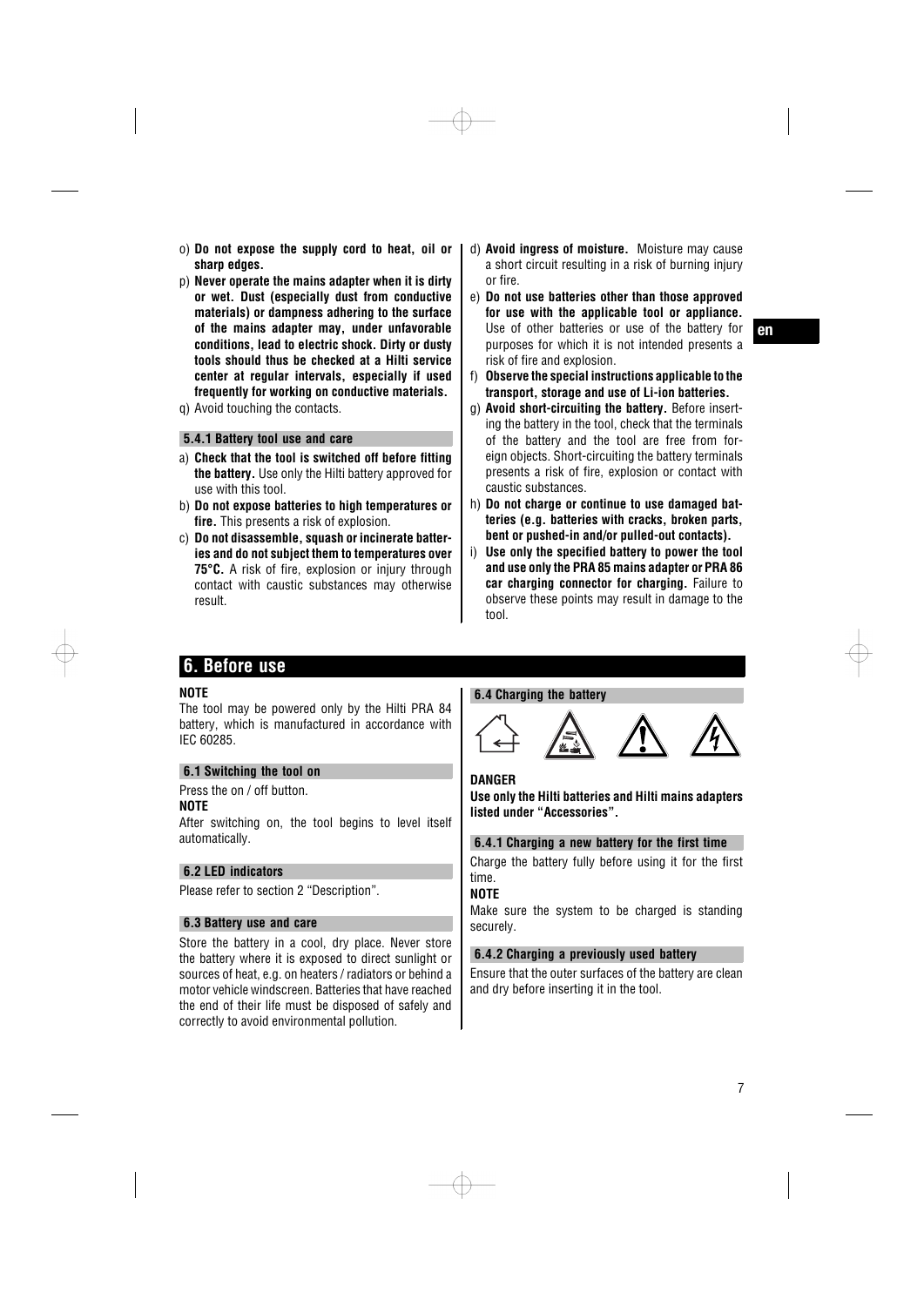o) **Do not expose the supply cord to heat, oil or sharp edges.**

p) **Never operate the mains adapter when it is dirty or wet. Dust (especially dust from conductive materials) or dampness adhering to the surface of the mains adapter may, under unfavorable conditions, lead to electric shock. Dirty or dusty tools should thus be checked at a Hilti service center at regular intervals, especially if used frequently for working on conductive materials.**

q) Avoid touching the contacts.

### 5.4.1 Battery tool use and care

a) **Check that the tool is switched off before fitting the battery.** Use only the Hilti battery approved for use with this tool.

b) **Do not expose batteries to high temperatures or fire.** This presents a risk of explosion.

c) **Do not disassemble, squash or incinerate batteries and do not subject them to temperatures over 75°C.** A risk of fire, explosion or injury through contact with caustic substances may otherwise result.

d) **Avoid ingress of moisture.** Moisture may cause a short circuit resulting in a risk of burning injury or fire.

e) **Do not use batteries other than those approved for use with the applicable tool or appliance.** Use of other batteries or use of the battery for purposes for which it is not intended presents a risk of fire and explosion.

f) **Observe the special instructions applicable to the transport, storage and use of Li-ion batteries.**

g) **Avoid short-circuiting the battery.** Before inserting the battery in the tool, check that the terminals of the battery and the tool are free from foreign objects. Short-circuiting the battery terminals presents a risk of fire, explosion or contact with caustic substances.

h) **Do not charge or continue to use damaged batteries (e.g. batteries with cracks, broken parts, bent or pushed-in and/or pulled-out contacts).**

i) **Use only the specified battery to power the tool and use only the PRA 85 mains adapter or PRA 86 car charging connector for charging.** Failure to observe these points may result in damage to the tool.

## 6. Before use

**NOTE**

The tool may be powered only by the Hilti PRA 84 battery, which is manufactured in accordance with IEC 60285.

### 6.1 Switching the tool on

Press the on / off button.

**NOTE**

After switching on, the tool begins to level itself automatically.

### 6.2 LED indicators

Please refer to section 2 "Description".

### 6.3 Battery use and care

Store the battery in a cool, dry place. Never store the battery where it is exposed to direct sunlight or sources of heat, e.g. on heaters / radiators or behind a motor vehicle windscreen. Batteries that have reached the end of their life must be disposed of safely and correctly to avoid environmental pollution.

### 6.4 Charging the battery

**DANGER**

**Use only the Hilti batteries and Hilti mains adapters listed under "Accessories".**

### 6.4.1 Charging a new battery for the first time

Charge the battery fully before using it for the first time.

**NOTE**

Make sure the system to be charged is standing securely.

### 6.4.2 Charging a previously used battery

Ensure that the outer surfaces of the battery are clean and dry before inserting it in the tool.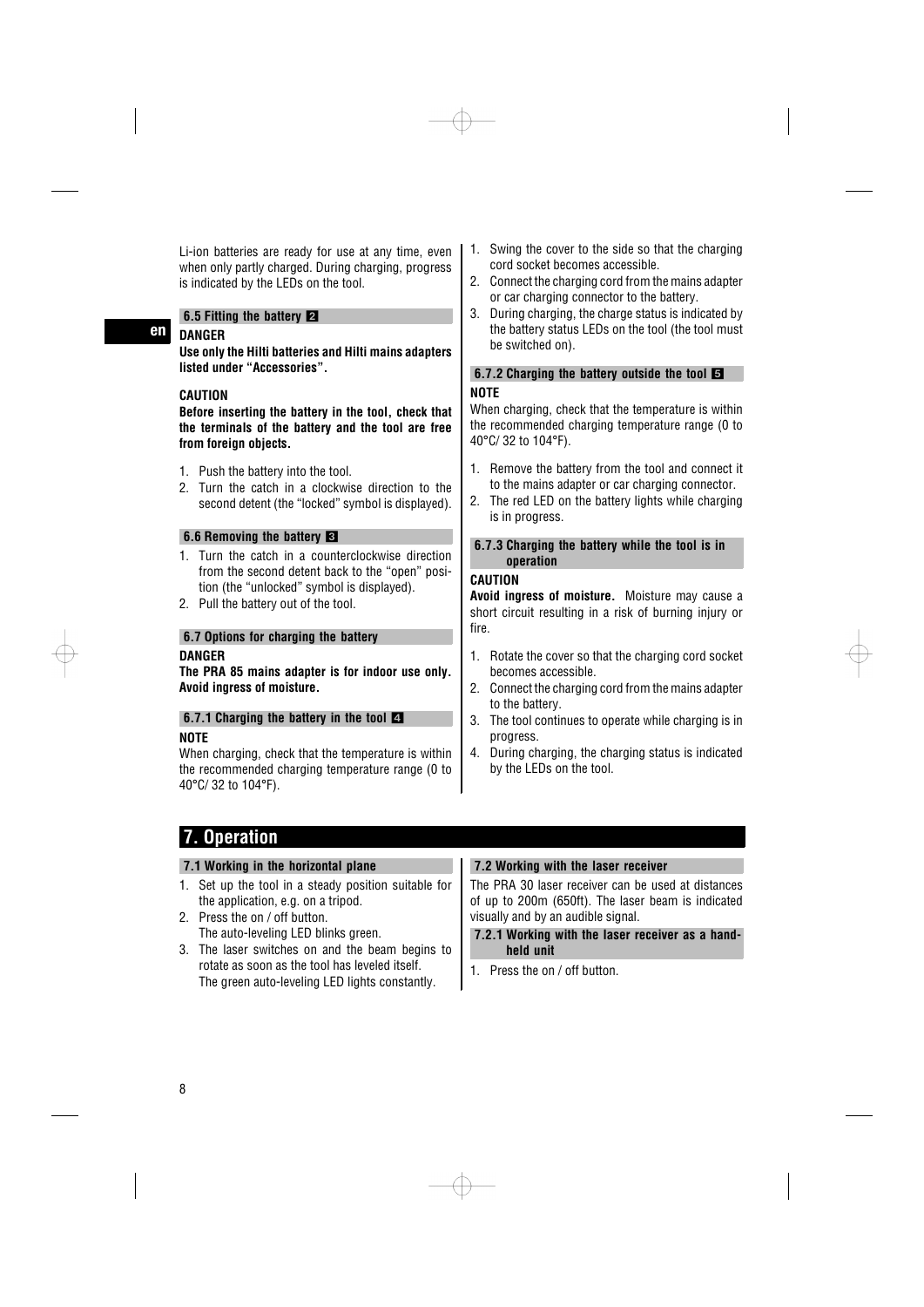Li-ion batteries are ready for use at any time, even when only partly charged. During charging, progress is indicated by the LEDs on the tool.

### 6.5 Fitting the battery 2

**DANGER**

**Use only the Hilti batteries and Hilti mains adapters listed under "Accessories".**

**CAUTION**

**Before inserting the battery in the tool, check that the terminals of the battery and the tool are free from foreign objects.**

1. Push the battery into the tool.
2. Turn the catch in a clockwise direction to the second detent (the "locked" symbol is displayed).

### 6.6 Removing the battery 3

1. Turn the catch in a counterclockwise direction from the second detent back to the "open" position (the "unlocked" symbol is displayed).
2. Pull the battery out of the tool.

### 6.7 Options for charging the battery

**DANGER**

**The PRA 85 mains adapter is for indoor use only. Avoid ingress of moisture.**

#### 6.7.1 Charging the battery in the tool 4

**NOTE**

When charging, check that the temperature is within the recommended charging temperature range (0 to 40°C/ 32 to 104°F).

1. Swing the cover to the side so that the charging cord socket becomes accessible.
2. Connect the charging cord from the mains adapter or car charging connector to the battery.
3. During charging, the charge status is indicated by the battery status LEDs on the tool (the tool must be switched on).

#### 6.7.2 Charging the battery outside the tool 5

**NOTE**

When charging, check that the temperature is within the recommended charging temperature range (0 to 40°C/ 32 to 104°F).

1. Remove the battery from the tool and connect it to the mains adapter or car charging connector.
2. The red LED on the battery lights while charging is in progress.

#### 6.7.3 Charging the battery while the tool is in operation

**CAUTION**

**Avoid ingress of moisture.** Moisture may cause a short circuit resulting in a risk of burning injury or fire.

1. Rotate the cover so that the charging cord socket becomes accessible.
2. Connect the charging cord from the mains adapter to the battery.
3. The tool continues to operate while charging is in progress.
4. During charging, the charging status is indicated by the LEDs on the tool.

## 7. Operation

### 7.1 Working in the horizontal plane

1. Set up the tool in a steady position suitable for the application, e.g. on a tripod.
2. Press the on / off button.  
   The auto-leveling LED blinks green.
3. The laser switches on and the beam begins to rotate as soon as the tool has leveled itself.  
   The green auto-leveling LED lights constantly.

### 7.2 Working with the laser receiver

The PRA 30 laser receiver can be used at distances of up to 200m (650ft). The laser beam is indicated visually and by an audible signal.

#### 7.2.1 Working with the laser receiver as a hand-held unit

1. Press the on / off button.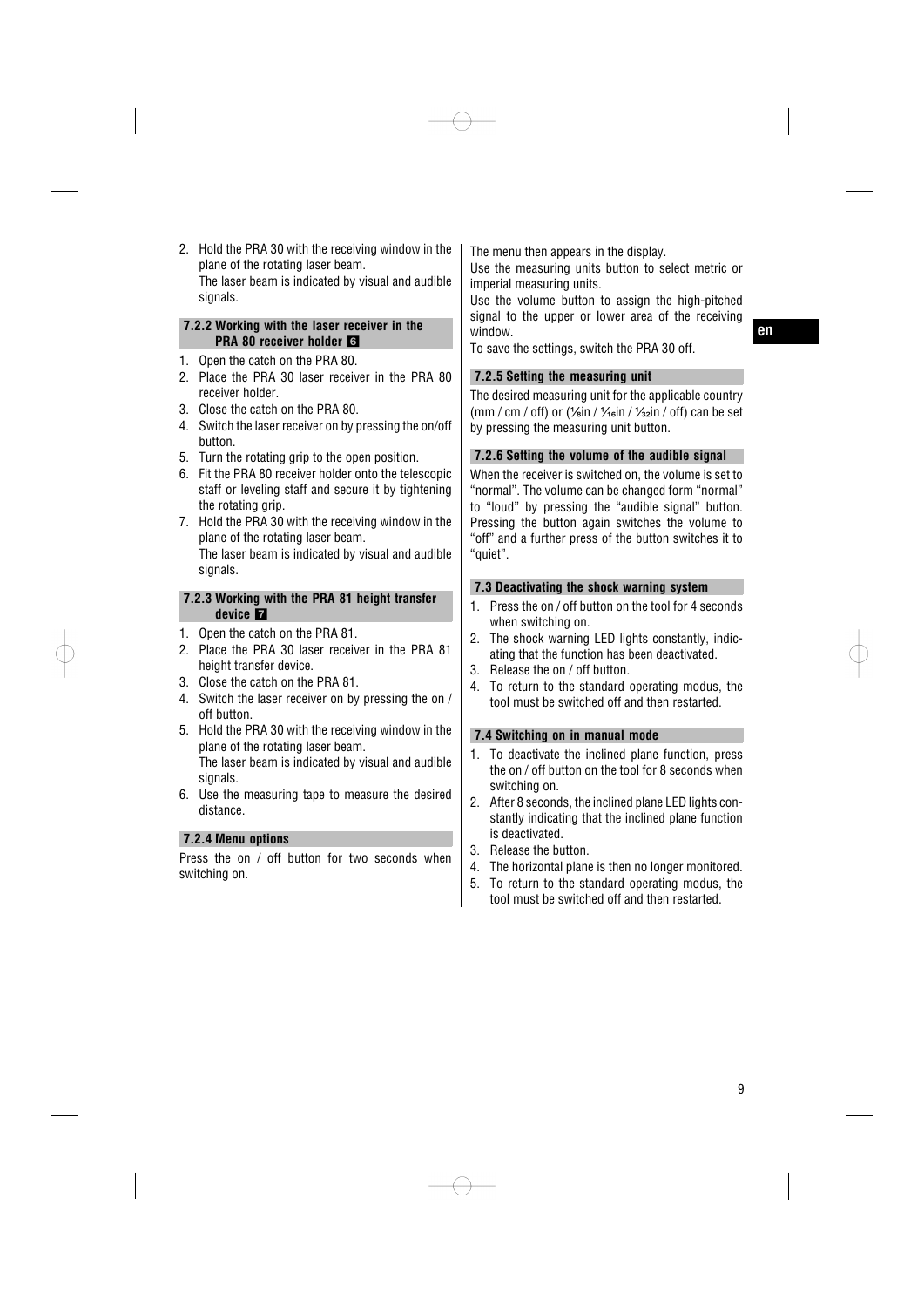2. Hold the PRA 30 with the receiving window in the plane of the rotating laser beam.
   The laser beam is indicated by visual and audible signals.

### 7.2.2 Working with the laser receiver in the PRA 80 receiver holder 6

1. Open the catch on the PRA 80.
2. Place the PRA 30 laser receiver in the PRA 80 receiver holder.
3. Close the catch on the PRA 80.
4. Switch the laser receiver on by pressing the on/off button.
5. Turn the rotating grip to the open position.
6. Fit the PRA 80 receiver holder onto the telescopic staff or leveling staff and secure it by tightening the rotating grip.
7. Hold the PRA 30 with the receiving window in the plane of the rotating laser beam.
   The laser beam is indicated by visual and audible signals.

### 7.2.3 Working with the PRA 81 height transfer device 7

1. Open the catch on the PRA 81.
2. Place the PRA 30 laser receiver in the PRA 81 height transfer device.
3. Close the catch on the PRA 81.
4. Switch the laser receiver on by pressing the on / off button.
5. Hold the PRA 30 with the receiving window in the plane of the rotating laser beam.
   The laser beam is indicated by visual and audible signals.
6. Use the measuring tape to measure the desired distance.

### 7.2.4 Menu options

Press the on / off button for two seconds when switching on.

The menu then appears in the display.

Use the measuring units button to select metric or imperial measuring units.

Use the volume button to assign the high-pitched signal to the upper or lower area of the receiving window.

To save the settings, switch the PRA 30 off.

### 7.2.5 Setting the measuring unit

The desired measuring unit for the applicable country (mm / cm / off) or (⅛in / ¹⁄₁₆in / ¹⁄₃₂in / off) can be set by pressing the measuring unit button.

### 7.2.6 Setting the volume of the audible signal

When the receiver is switched on, the volume is set to "normal". The volume can be changed form "normal" to "loud" by pressing the "audible signal" button. Pressing the button again switches the volume to "off" and a further press of the button switches it to "quiet".

### 7.3 Deactivating the shock warning system

1. Press the on / off button on the tool for 4 seconds when switching on.
2. The shock warning LED lights constantly, indicating that the function has been deactivated.
3. Release the on / off button.
4. To return to the standard operating modus, the tool must be switched off and then restarted.

### 7.4 Switching on in manual mode

1. To deactivate the inclined plane function, press the on / off button on the tool for 8 seconds when switching on.
2. After 8 seconds, the inclined plane LED lights constantly indicating that the inclined plane function is deactivated.
3. Release the button.
4. The horizontal plane is then no longer monitored.
5. To return to the standard operating modus, the tool must be switched off and then restarted.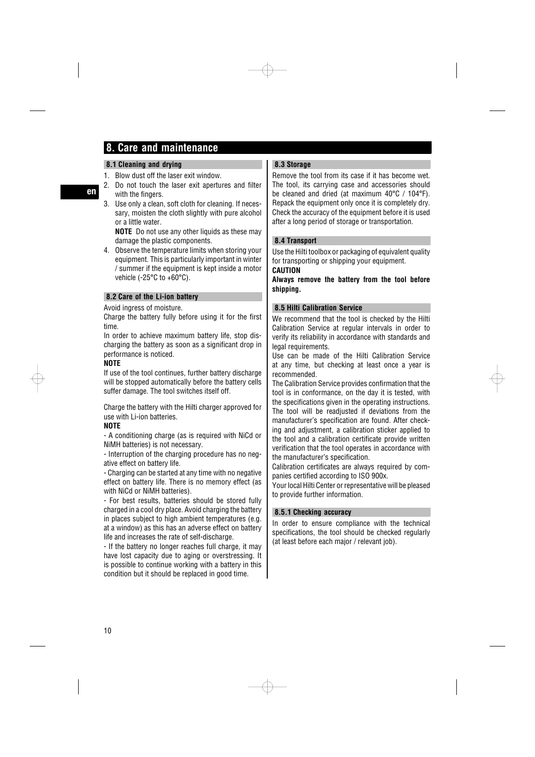# 8. Care and maintenance

### 8.1 Cleaning and drying

1. Blow dust off the laser exit window.
2. Do not touch the laser exit apertures and filter with the fingers.
3. Use only a clean, soft cloth for cleaning. If necessary, moisten the cloth slightly with pure alcohol or a little water.

   **NOTE** Do not use any other liquids as these may damage the plastic components.
4. Observe the temperature limits when storing your equipment. This is particularly important in winter / summer if the equipment is kept inside a motor vehicle (-25°C to +60°C).

### 8.2 Care of the Li-ion battery

Avoid ingress of moisture.

Charge the battery fully before using it for the first time.

In order to achieve maximum battery life, stop discharging the battery as soon as a significant drop in performance is noticed.

**NOTE**

If use of the tool continues, further battery discharge will be stopped automatically before the battery cells suffer damage. The tool switches itself off.

Charge the battery with the Hilti charger approved for use with Li-ion batteries.

**NOTE**

- A conditioning charge (as is required with NiCd or NiMH batteries) is not necessary.

- Interruption of the charging procedure has no negative effect on battery life.

- Charging can be started at any time with no negative effect on battery life. There is no memory effect (as with NiCd or NiMH batteries).

- For best results, batteries should be stored fully charged in a cool dry place. Avoid charging the battery in places subject to high ambient temperatures (e.g. at a window) as this has an adverse effect on battery life and increases the rate of self-discharge.

- If the battery no longer reaches full charge, it may have lost capacity due to aging or overstressing. It is possible to continue working with a battery in this condition but it should be replaced in good time.

### 8.3 Storage

Remove the tool from its case if it has become wet. The tool, its carrying case and accessories should be cleaned and dried (at maximum 40°C / 104°F). Repack the equipment only once it is completely dry. Check the accuracy of the equipment before it is used after a long period of storage or transportation.

### 8.4 Transport

Use the Hilti toolbox or packaging of equivalent quality for transporting or shipping your equipment.

**CAUTION**

**Always remove the battery from the tool before shipping.**

### 8.5 Hilti Calibration Service

We recommend that the tool is checked by the Hilti Calibration Service at regular intervals in order to verify its reliability in accordance with standards and legal requirements.

Use can be made of the Hilti Calibration Service at any time, but checking at least once a year is recommended.

The Calibration Service provides confirmation that the tool is in conformance, on the day it is tested, with the specifications given in the operating instructions. The tool will be readjusted if deviations from the manufacturer's specification are found. After checking and adjustment, a calibration sticker applied to the tool and a calibration certificate provide written verification that the tool operates in accordance with the manufacturer's specification.

Calibration certificates are always required by companies certified according to ISO 900x.

Your local Hilti Center or representative will be pleased to provide further information.

#### 8.5.1 Checking accuracy

In order to ensure compliance with the technical specifications, the tool should be checked regularly (at least before each major / relevant job).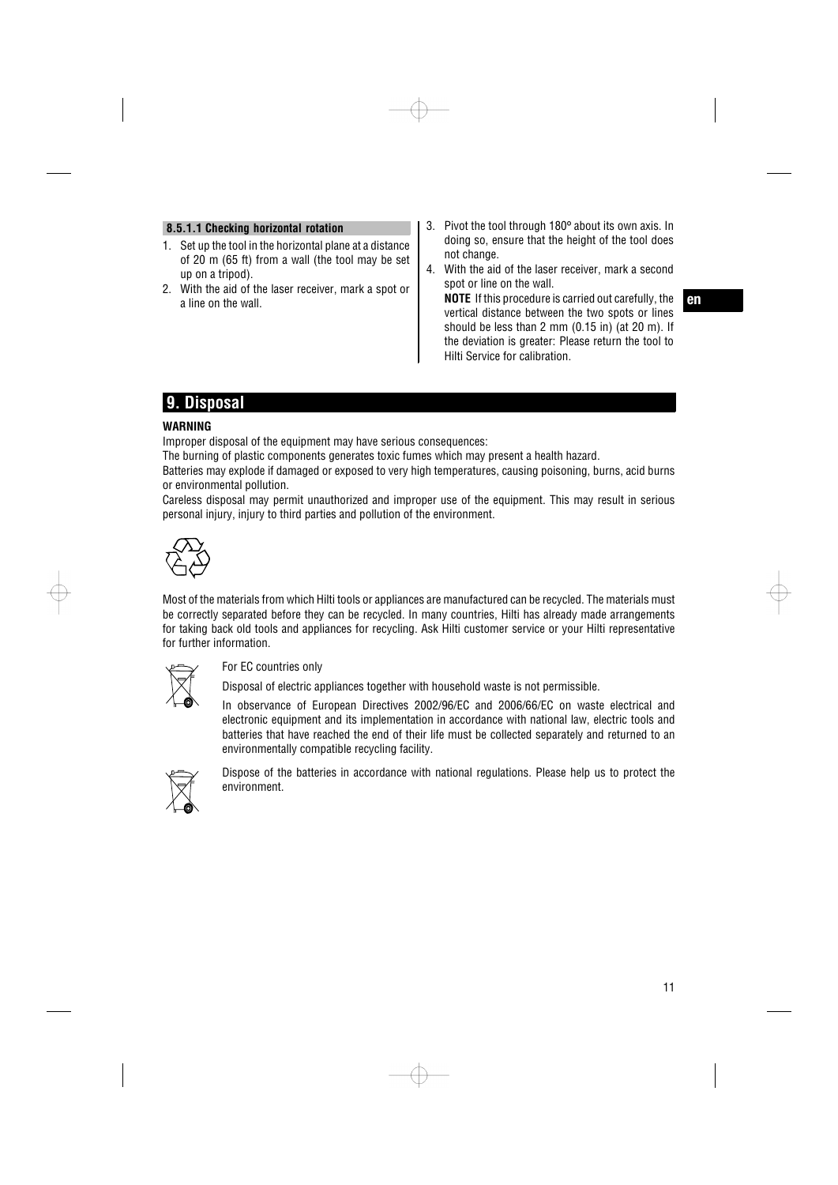#### 8.5.1.1 Checking horizontal rotation

1. Set up the tool in the horizontal plane at a distance of 20 m (65 ft) from a wall (the tool may be set up on a tripod).
2. With the aid of the laser receiver, mark a spot or a line on the wall.
3. Pivot the tool through 180° about its own axis. In doing so, ensure that the height of the tool does not change.
4. With the aid of the laser receiver, mark a second spot or line on the wall.

   **NOTE** If this procedure is carried out carefully, the vertical distance between the two spots or lines should be less than 2 mm (0.15 in) (at 20 m). If the deviation is greater: Please return the tool to Hilti Service for calibration.

## 9. Disposal

**WARNING**

Improper disposal of the equipment may have serious consequences:

The burning of plastic components generates toxic fumes which may present a health hazard.

Batteries may explode if damaged or exposed to very high temperatures, causing poisoning, burns, acid burns or environmental pollution.

Careless disposal may permit unauthorized and improper use of the equipment. This may result in serious personal injury, injury to third parties and pollution of the environment.

Most of the materials from which Hilti tools or appliances are manufactured can be recycled. The materials must be correctly separated before they can be recycled. In many countries, Hilti has already made arrangements for taking back old tools and appliances for recycling. Ask Hilti customer service or your Hilti representative for further information.

For EC countries only

Disposal of electric appliances together with household waste is not permissible.

In observance of European Directives 2002/96/EC and 2006/66/EC on waste electrical and electronic equipment and its implementation in accordance with national law, electric tools and batteries that have reached the end of their life must be collected separately and returned to an environmentally compatible recycling facility.

Dispose of the batteries in accordance with national regulations. Please help us to protect the environment.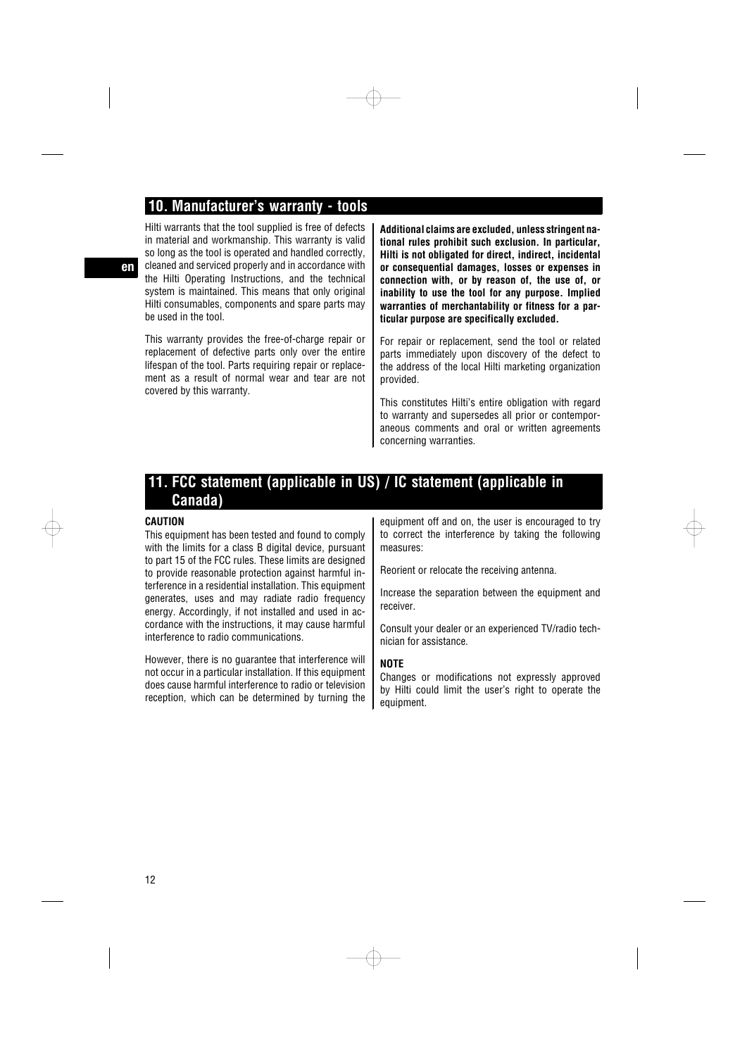## 10. Manufacturer's warranty - tools

Hilti warrants that the tool supplied is free of defects in material and workmanship. This warranty is valid so long as the tool is operated and handled correctly, cleaned and serviced properly and in accordance with the Hilti Operating Instructions, and the technical system is maintained. This means that only original Hilti consumables, components and spare parts may be used in the tool.

This warranty provides the free-of-charge repair or replacement of defective parts only over the entire lifespan of the tool. Parts requiring repair or replacement as a result of normal wear and tear are not covered by this warranty.

**Additional claims are excluded, unless stringent national rules prohibit such exclusion. In particular, Hilti is not obligated for direct, indirect, incidental or consequential damages, losses or expenses in connection with, or by reason of, the use of, or inability to use the tool for any purpose. Implied warranties of merchantability or fitness for a particular purpose are specifically excluded.**

For repair or replacement, send the tool or related parts immediately upon discovery of the defect to the address of the local Hilti marketing organization provided.

This constitutes Hilti's entire obligation with regard to warranty and supersedes all prior or contemporaneous comments and oral or written agreements concerning warranties.

## 11. FCC statement (applicable in US) / IC statement (applicable in Canada)

**CAUTION**

This equipment has been tested and found to comply with the limits for a class B digital device, pursuant to part 15 of the FCC rules. These limits are designed to provide reasonable protection against harmful interference in a residential installation. This equipment generates, uses and may radiate radio frequency energy. Accordingly, if not installed and used in accordance with the instructions, it may cause harmful interference to radio communications.

However, there is no guarantee that interference will not occur in a particular installation. If this equipment does cause harmful interference to radio or television reception, which can be determined by turning the equipment off and on, the user is encouraged to try to correct the interference by taking the following measures:

Reorient or relocate the receiving antenna.

Increase the separation between the equipment and receiver.

Consult your dealer or an experienced TV/radio technician for assistance.

**NOTE**

Changes or modifications not expressly approved by Hilti could limit the user's right to operate the equipment.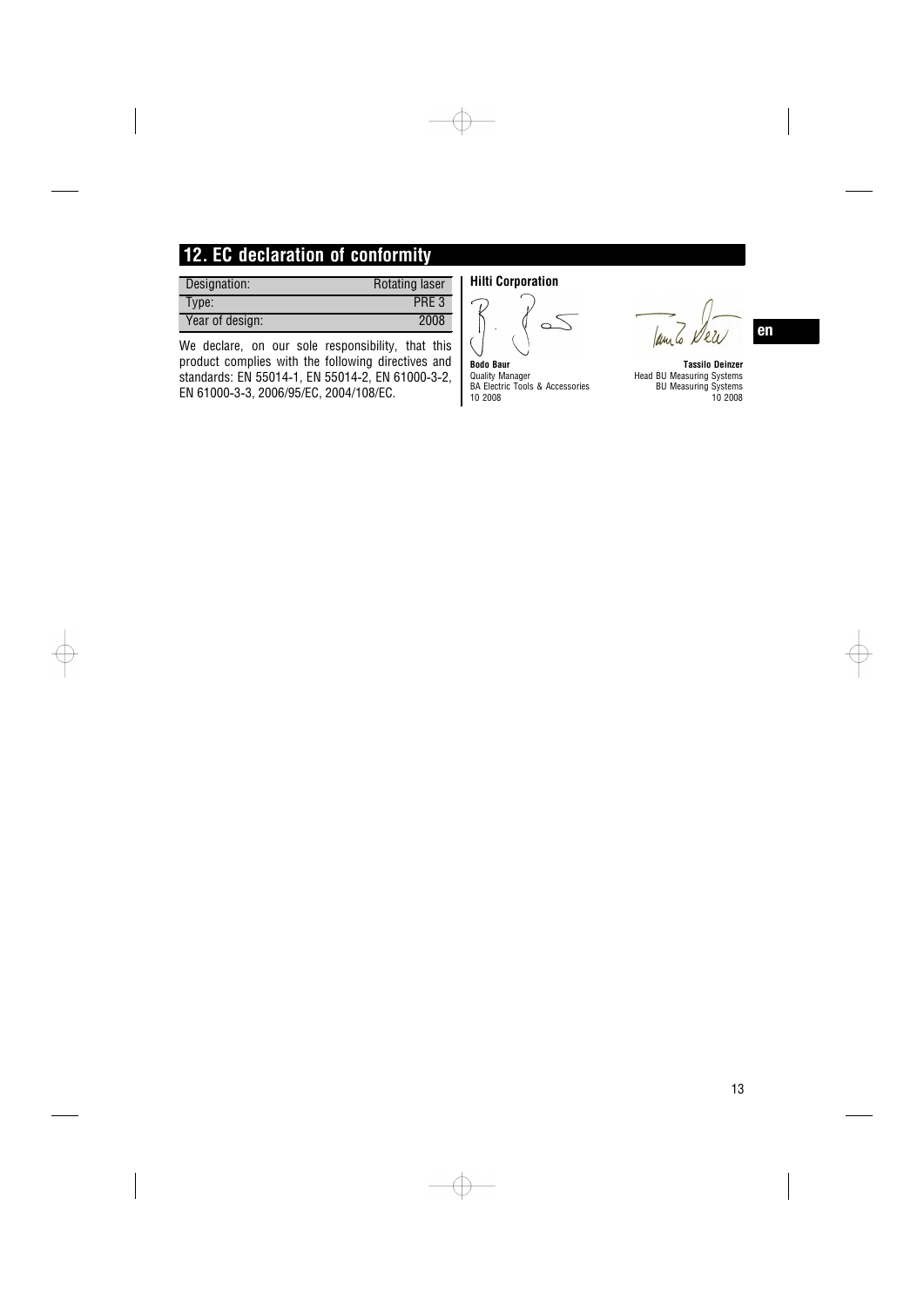## 12. EC declaration of conformity

| Designation: | Rotating laser |
|---|---|
| Type: | PRE 3 |
| Year of design: | 2008 |

We declare, on our sole responsibility, that this product complies with the following directives and standards: EN 55014-1, EN 55014-2, EN 61000-3-2, EN 61000-3-3, 2006/95/EC, 2004/108/EC.

**Hilti Corporation**

**Bodo Baur**
Quality Manager
BA Electric Tools & Accessories
10 2008

**Tassilo Deinzer**
Head BU Measuring Systems
BU Measuring Systems
10 2008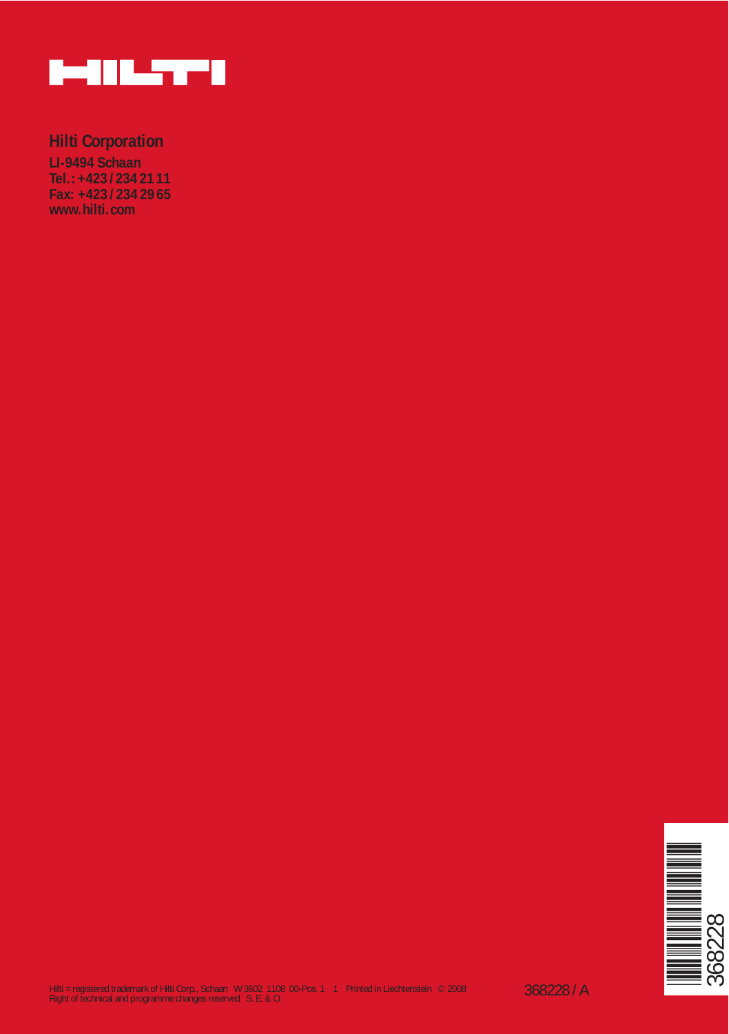HILTI

**Hilti Corporation**

**LI-9494 Schaan**
**Tel.: +423 / 234 21 11**
**Fax: +423 / 234 29 65**
**www.hilti.com**

Hilti = registered trademark of Hilti Corp., Schaan W 3602 1108 00-Pos. 1 1 Printed in Liechtenstein © 2008
Right of technical and programme changes reserved S. E. & O.

368228 / A

368228